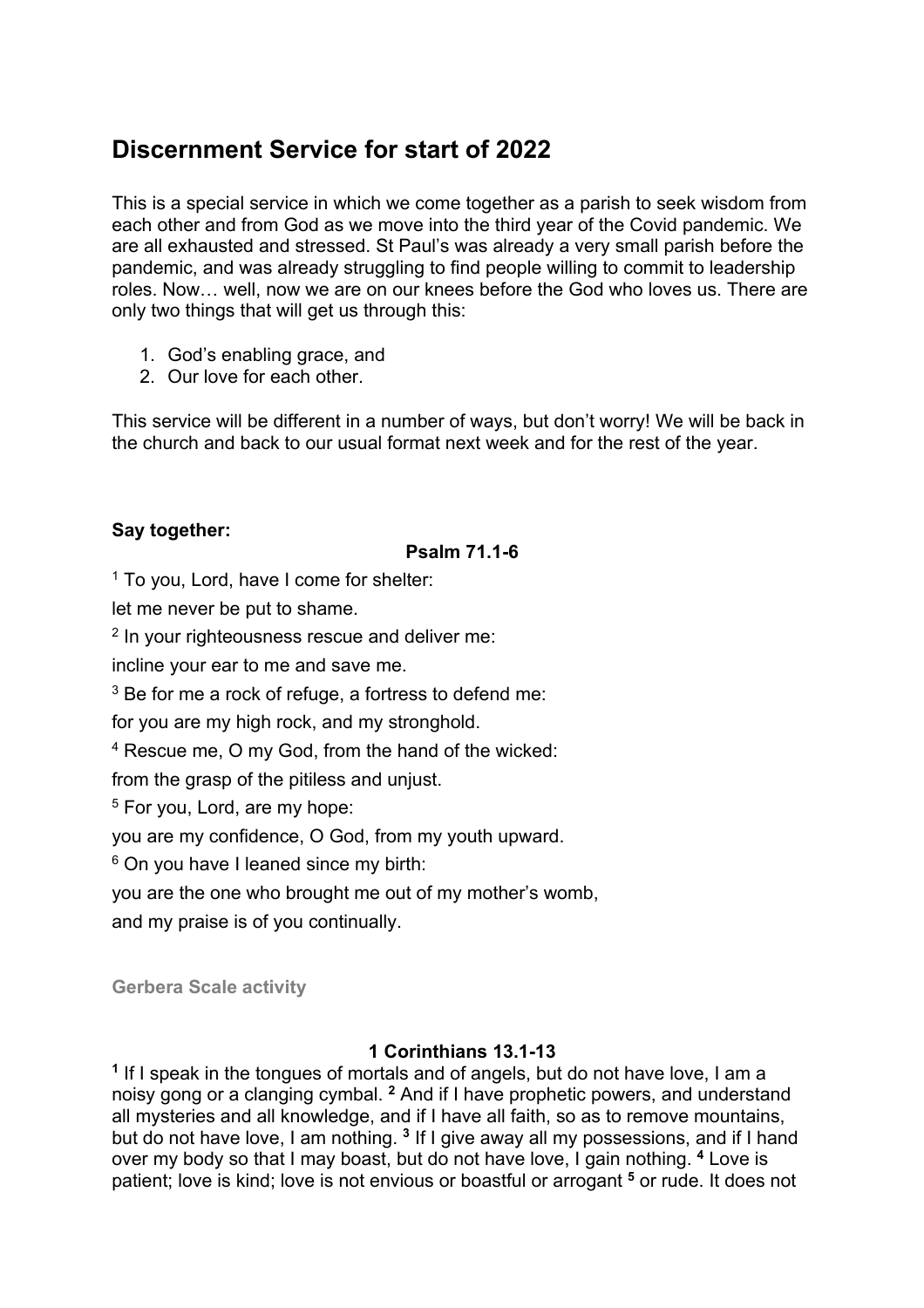# Discernment Service for start of 2022

This is a special service in which we come together as a parish to seek wisdom from each other and from God as we move into the third year of the Covid pandemic. We are all exhausted and stressed. St Paul's was already a very small parish before the pandemic, and was already struggling to find people willing to commit to leadership roles. Now… well, now we are on our knees before the God who loves us. There are only two things that will get us through this:

1. God's enabling grace, and
2. Our love for each other.

This service will be different in a number of ways, but don't worry! We will be back in the church and back to our usual format next week and for the rest of the year.

**Say together:**

**Psalm 71.1-6**

[1] To you, Lord, have I come for shelter:

let me never be put to shame.

[2] In your righteousness rescue and deliver me:

incline your ear to me and save me.

[3] Be for me a rock of refuge, a fortress to defend me:

for you are my high rock, and my stronghold.

[4] Rescue me, O my God, from the hand of the wicked:

from the grasp of the pitiless and unjust.

[5] For you, Lord, are my hope:

you are my confidence, O God, from my youth upward.

[6] On you have I leaned since my birth:

you are the one who brought me out of my mother's womb,

and my praise is of you continually.

**Gerbera Scale activity**

**1 Corinthians 13.1-13**

**[1]** If I speak in the tongues of mortals and of angels, but do not have love, I am a noisy gong or a clanging cymbal. **[2]** And if I have prophetic powers, and understand all mysteries and all knowledge, and if I have all faith, so as to remove mountains, but do not have love, I am nothing. **[3]** If I give away all my possessions, and if I hand over my body so that I may boast, but do not have love, I gain nothing. **[4]** Love is patient; love is kind; love is not envious or boastful or arrogant **[5]** or rude. It does not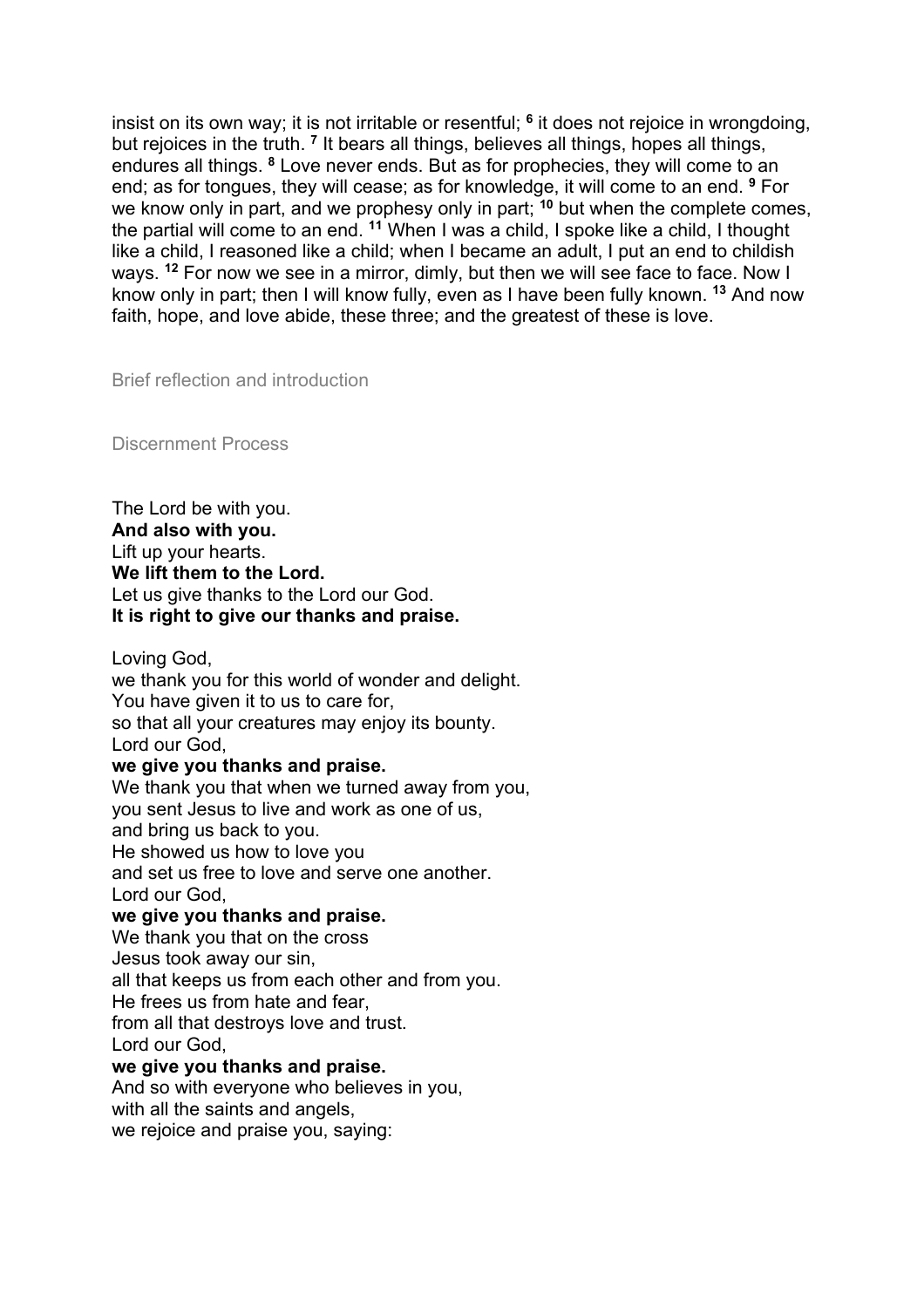insist on its own way; it is not irritable or resentful; [6] it does not rejoice in wrongdoing, but rejoices in the truth. [7] It bears all things, believes all things, hopes all things, endures all things. [8] Love never ends. But as for prophecies, they will come to an end; as for tongues, they will cease; as for knowledge, it will come to an end. [9] For we know only in part, and we prophesy only in part; [10] but when the complete comes, the partial will come to an end. [11] When I was a child, I spoke like a child, I thought like a child, I reasoned like a child; when I became an adult, I put an end to childish ways. [12] For now we see in a mirror, dimly, but then we will see face to face. Now I know only in part; then I will know fully, even as I have been fully known. [13] And now faith, hope, and love abide, these three; and the greatest of these is love.

### Brief reflection and introduction

### Discernment Process

The Lord be with you.  
**And also with you.**  
Lift up your hearts.  
**We lift them to the Lord.**  
Let us give thanks to the Lord our God.  
**It is right to give our thanks and praise.**

Loving God,  
we thank you for this world of wonder and delight.  
You have given it to us to care for,  
so that all your creatures may enjoy its bounty.  
Lord our God,  
**we give you thanks and praise.**  
We thank you that when we turned away from you,  
you sent Jesus to live and work as one of us,  
and bring us back to you.  
He showed us how to love you  
and set us free to love and serve one another.  
Lord our God,  
**we give you thanks and praise.**  
We thank you that on the cross  
Jesus took away our sin,  
all that keeps us from each other and from you.  
He frees us from hate and fear,  
from all that destroys love and trust.  
Lord our God,  
**we give you thanks and praise.**  
And so with everyone who believes in you,  
with all the saints and angels,  
we rejoice and praise you, saying: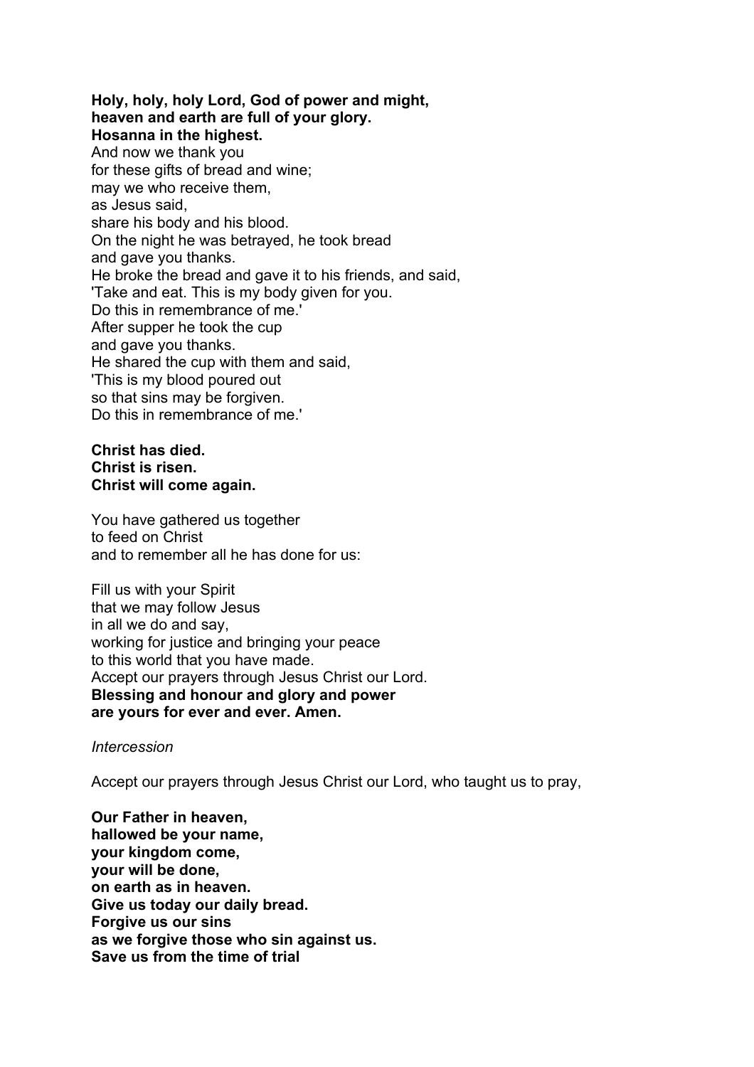**Holy, holy, holy Lord, God of power and might,**
**heaven and earth are full of your glory.**
**Hosanna in the highest.**
And now we thank you
for these gifts of bread and wine;
may we who receive them,
as Jesus said,
share his body and his blood.
On the night he was betrayed, he took bread
and gave you thanks.
He broke the bread and gave it to his friends, and said,
'Take and eat. This is my body given for you.
Do this in remembrance of me.'
After supper he took the cup
and gave you thanks.
He shared the cup with them and said,
'This is my blood poured out
so that sins may be forgiven.
Do this in remembrance of me.'

**Christ has died.**
**Christ is risen.**
**Christ will come again.**

You have gathered us together
to feed on Christ
and to remember all he has done for us:

Fill us with your Spirit
that we may follow Jesus
in all we do and say,
working for justice and bringing your peace
to this world that you have made.
Accept our prayers through Jesus Christ our Lord.
**Blessing and honour and glory and power**
**are yours for ever and ever. Amen.**

*Intercession*

Accept our prayers through Jesus Christ our Lord, who taught us to pray,

**Our Father in heaven,**
**hallowed be your name,**
**your kingdom come,**
**your will be done,**
**on earth as in heaven.**
**Give us today our daily bread.**
**Forgive us our sins**
**as we forgive those who sin against us.**
**Save us from the time of trial**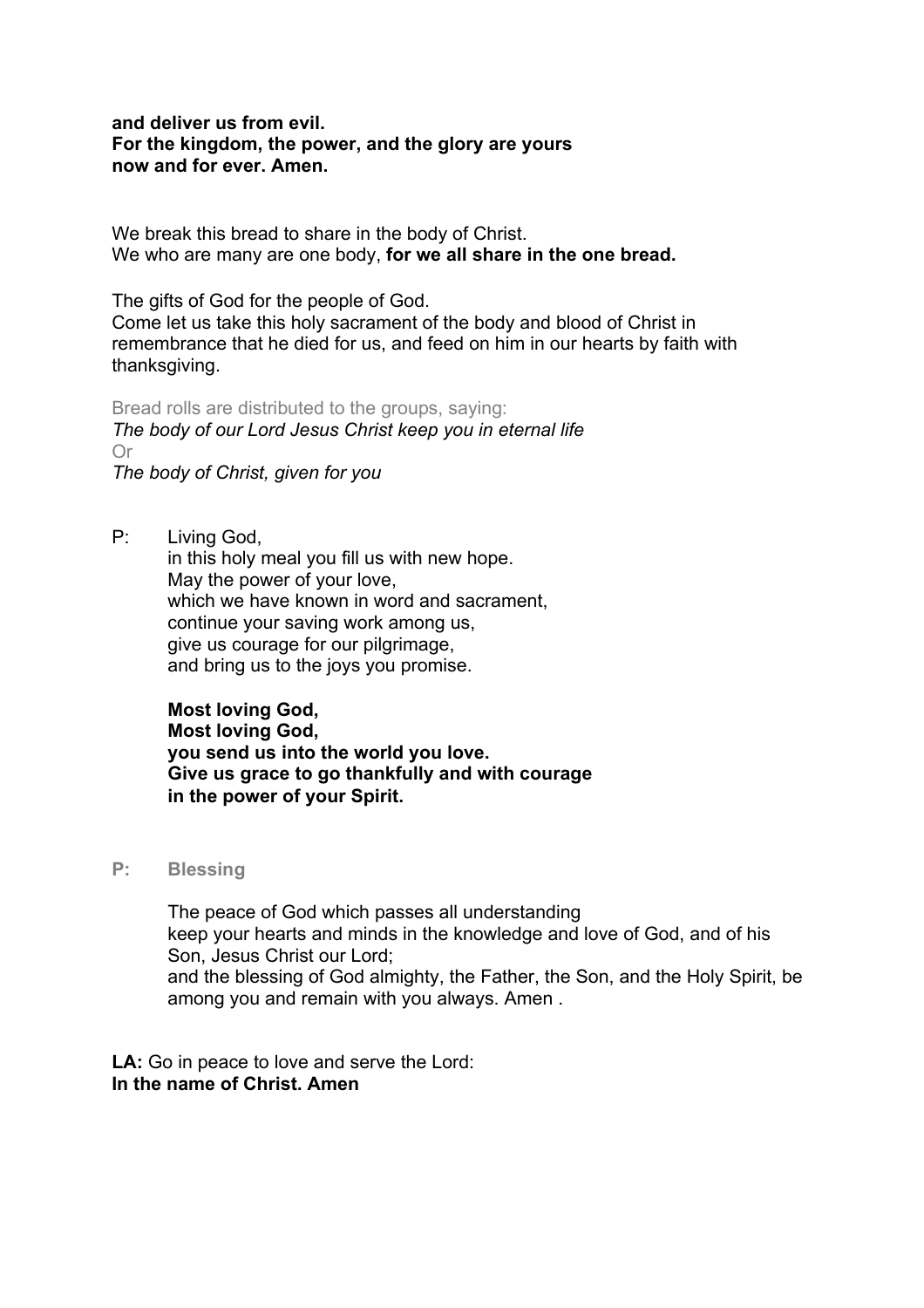**and deliver us from evil.**
**For the kingdom, the power, and the glory are yours**
**now and for ever. Amen.**

We break this bread to share in the body of Christ.
We who are many are one body, **for we all share in the one bread.**

The gifts of God for the people of God.
Come let us take this holy sacrament of the body and blood of Christ in remembrance that he died for us, and feed on him in our hearts by faith with thanksgiving.

Bread rolls are distributed to the groups, saying:
*The body of our Lord Jesus Christ keep you in eternal life*
Or
*The body of Christ, given for you*

P: Living God,
in this holy meal you fill us with new hope.
May the power of your love,
which we have known in word and sacrament,
continue your saving work among us,
give us courage for our pilgrimage,
and bring us to the joys you promise.

**Most loving God,**
**Most loving God,**
**you send us into the world you love.**
**Give us grace to go thankfully and with courage**
**in the power of your Spirit.**

**P: Blessing**

The peace of God which passes all understanding
keep your hearts and minds in the knowledge and love of God, and of his Son, Jesus Christ our Lord;
and the blessing of God almighty, the Father, the Son, and the Holy Spirit, be among you and remain with you always. Amen .

**LA:** Go in peace to love and serve the Lord:
**In the name of Christ. Amen**